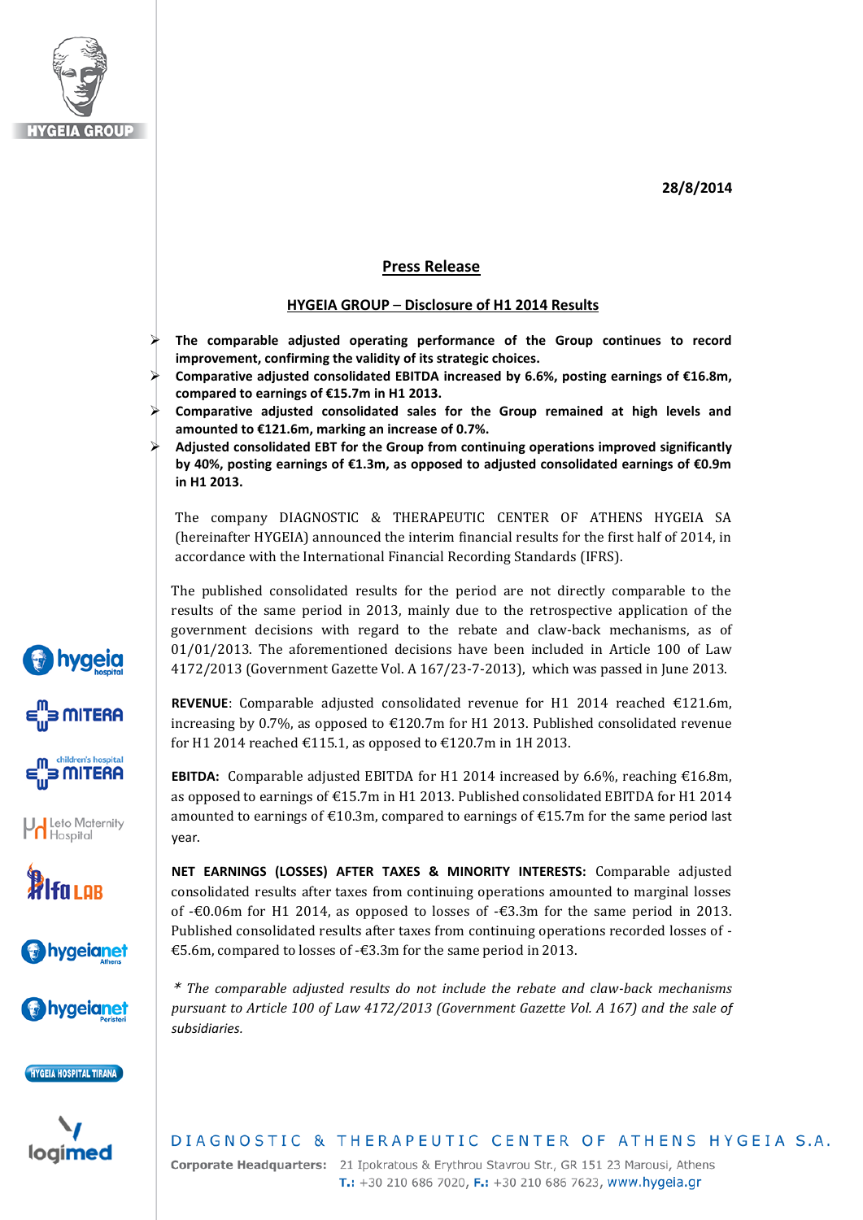28/8/2014

## Press Release

### HYGEIA GROUP – Disclosure of H1 2014 Results

- **The comparable adjusted operating performance of the Group continues to record improvement, confirming the validity of its strategic choices.**
- **Comparative adjusted consolidated EBITDA increased by 6.6%, posting earnings of €16.8m, compared to earnings of €15.7m in H1 2013.**
- **Comparative adjusted consolidated sales for the Group remained at high levels and amounted to €121.6m, marking an increase of 0.7%.**
- **Adjusted consolidated EBT for the Group from continuing operations improved significantly by 40%, posting earnings of €1.3m, as opposed to adjusted consolidated earnings of €0.9m in H1 2013.**

The company DIAGNOSTIC & THERAPEUTIC CENTER OF ATHENS HYGEIA SA (hereinafter HYGEIA) announced the interim financial results for the first half of 2014, in accordance with the International Financial Recording Standards (IFRS).

The published consolidated results for the period are not directly comparable to the results of the same period in 2013, mainly due to the retrospective application of the government decisions with regard to the rebate and claw-back mechanisms, as of 01/01/2013. The aforementioned decisions have been included in Article 100 of Law 4172/2013 (Government Gazette Vol. A 167/23-7-2013), which was passed in June 2013.

**REVENUE**: Comparable adjusted consolidated revenue for H1 2014 reached €121.6m, increasing by 0.7%, as opposed to €120.7m for H1 2013. Published consolidated revenue for H1 2014 reached €115.1, as opposed to €120.7m in 1H 2013.

**EBITDA:** Comparable adjusted EBITDA for H1 2014 increased by 6.6%, reaching €16.8m, as opposed to earnings of €15.7m in H1 2013. Published consolidated EBITDA for H1 2014 amounted to earnings of €10.3m, compared to earnings of €15.7m for the same period last year.

**NET EARNINGS (LOSSES) AFTER TAXES & MINORITY INTERESTS:** Comparable adjusted consolidated results after taxes from continuing operations amounted to marginal losses of -€0.06m for H1 2014, as opposed to losses of -€3.3m for the same period in 2013. Published consolidated results after taxes from continuing operations recorded losses of -€5.6m, compared to losses of -€3.3m for the same period in 2013.

*\* The comparable adjusted results do not include the rebate and claw-back mechanisms pursuant to Article 100 of Law 4172/2013 (Government Gazette Vol. A 167) and the sale of subsidiaries.*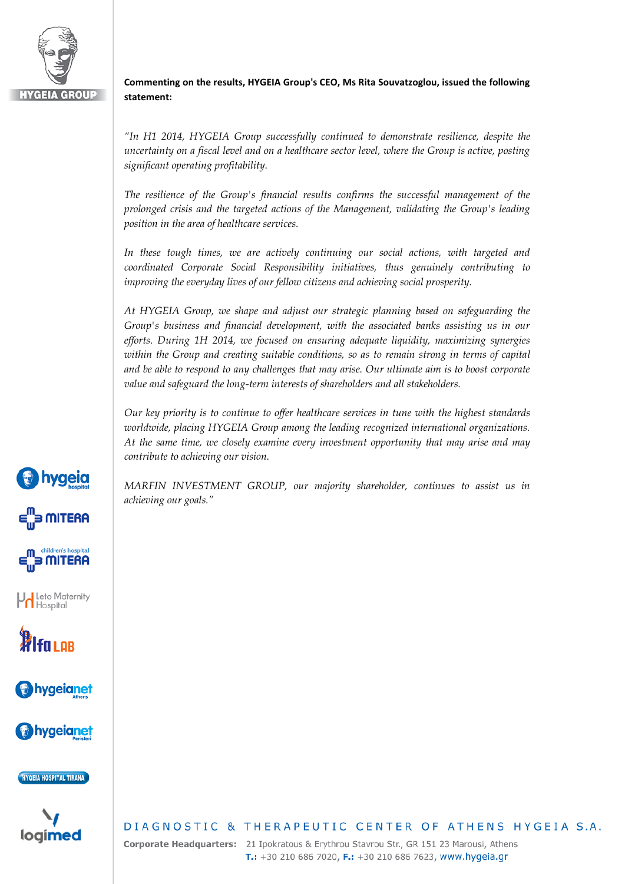**Commenting on the results, HYGEIA Group's CEO, Ms Rita Souvatzoglou, issued the following statement:**

*"In H1 2014, HYGEIA Group successfully continued to demonstrate resilience, despite the uncertainty on a fiscal level and on a healthcare sector level, where the Group is active, posting significant operating profitability.*

*The resilience of the Group's financial results confirms the successful management of the prolonged crisis and the targeted actions of the Management, validating the Group's leading position in the area of healthcare services.*

*In these tough times, we are actively continuing our social actions, with targeted and coordinated Corporate Social Responsibility initiatives, thus genuinely contributing to improving the everyday lives of our fellow citizens and achieving social prosperity.*

*At HYGEIA Group, we shape and adjust our strategic planning based on safeguarding the Group's business and financial development, with the associated banks assisting us in our efforts. During 1H 2014, we focused on ensuring adequate liquidity, maximizing synergies within the Group and creating suitable conditions, so as to remain strong in terms of capital and be able to respond to any challenges that may arise. Our ultimate aim is to boost corporate value and safeguard the long-term interests of shareholders and all stakeholders.*

*Our key priority is to continue to offer healthcare services in tune with the highest standards worldwide, placing HYGEIA Group among the leading recognized international organizations. At the same time, we closely examine every investment opportunity that may arise and may contribute to achieving our vision.*

*MARFIN INVESTMENT GROUP, our majority shareholder, continues to assist us in achieving our goals."*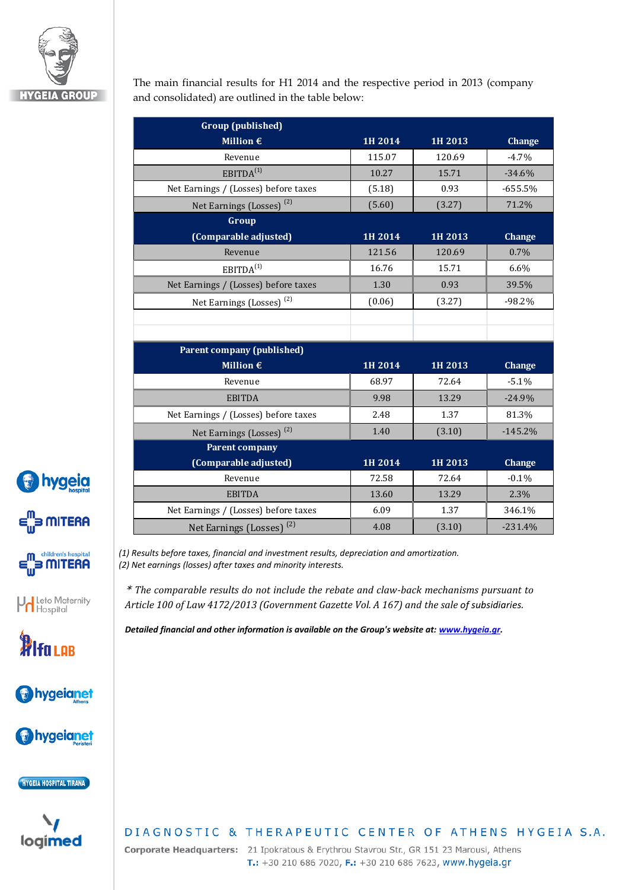The main financial results for H1 2014 and the respective period in 2013 (company and consolidated) are outlined in the table below:

| Group (published) Million € | 1H 2014 | 1H 2013 | Change |
|---|---|---|---|
| Revenue | 115.07 | 120.69 | -4.7% |
| EBITDA[1] | 10.27 | 15.71 | -34.6% |
| Net Earnings / (Losses) before taxes | (5.18) | 0.93 | -655.5% |
| Net Earnings (Losses) [2] | (5.60) | (3.27) | 71.2% |
| **Group (Comparable adjusted)** | **1H 2014** | **1H 2013** | **Change** |
| Revenue | 121.56 | 120.69 | 0.7% |
| EBITDA[1] | 16.76 | 15.71 | 6.6% |
| Net Earnings / (Losses) before taxes | 1.30 | 0.93 | 39.5% |
| Net Earnings (Losses) [2] | (0.06) | (3.27) | -98.2% |

| Parent company (published) Million € | 1H 2014 | 1H 2013 | Change |
|---|---|---|---|
| Revenue | 68.97 | 72.64 | -5.1% |
| EBITDA | 9.98 | 13.29 | -24.9% |
| Net Earnings / (Losses) before taxes | 2.48 | 1.37 | 81.3% |
| Net Earnings (Losses) [2] | 1.40 | (3.10) | -145.2% |
| **Parent company (Comparable adjusted)** | **1H 2014** | **1H 2013** | **Change** |
| Revenue | 72.58 | 72.64 | -0.1% |
| EBITDA | 13.60 | 13.29 | 2.3% |
| Net Earnings / (Losses) before taxes | 6.09 | 1.37 | 346.1% |
| Net Earnings (Losses) [2] | 4.08 | (3.10) | -231.4% |

*(1) Results before taxes, financial and investment results, depreciation and amortization.*
*(2) Net earnings (losses) after taxes and minority interests.*

*\* The comparable results do not include the rebate and claw-back mechanisms pursuant to Article 100 of Law 4172/2013 (Government Gazette Vol. A 167) and the sale of subsidiaries.*

***Detailed financial and other information is available on the Group's website at: www.hygeia.gr.***